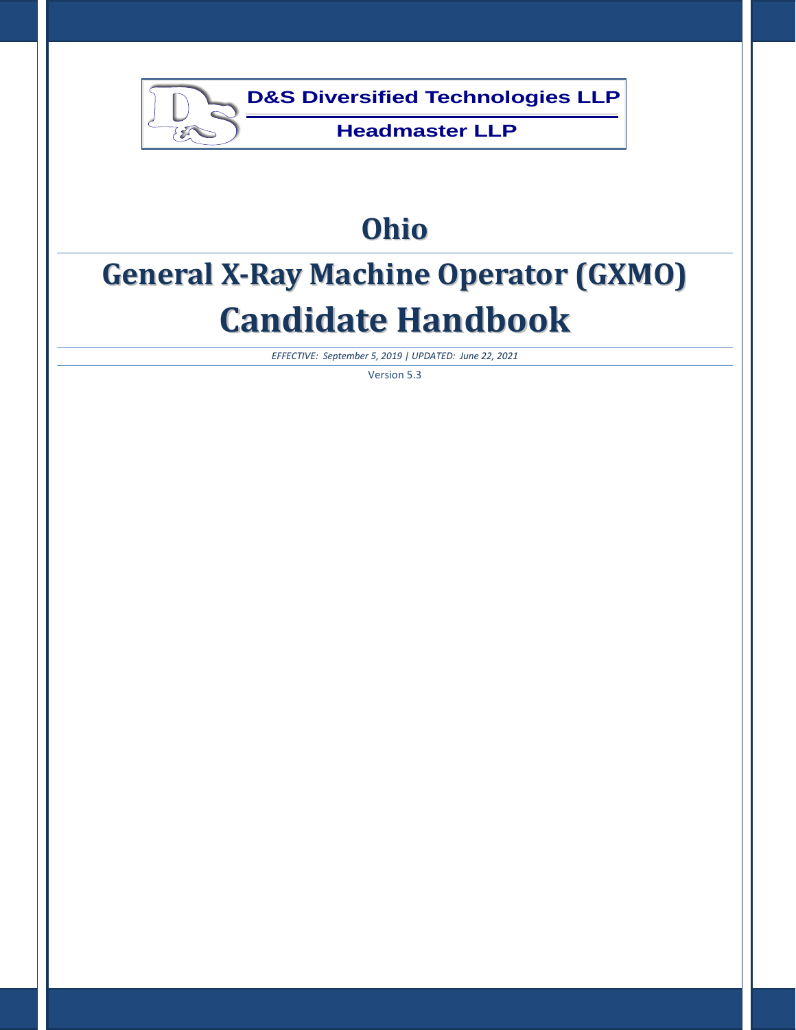D&S Diversified Technologies LLP

Headmaster LLP

# Ohio

# General X-Ray Machine Operator (GXMO) Candidate Handbook

*EFFECTIVE: September 5, 2019 | UPDATED: June 22, 2021*

Version 5.3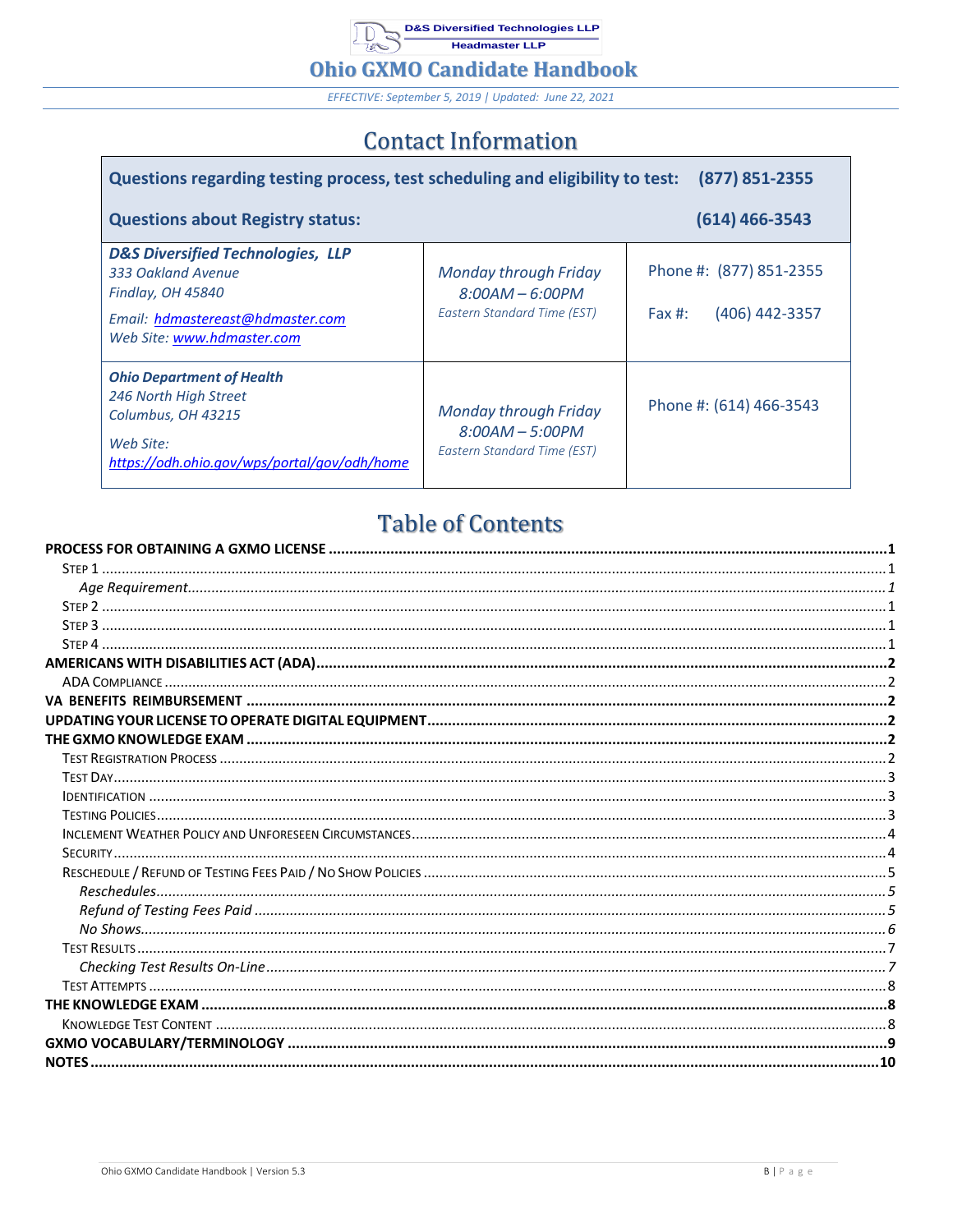# Ohio GXMO Candidate Handbook

*EFFECTIVE: September 5, 2019 | Updated: June 22, 2021*

## Contact Information

| Questions regarding testing process, test scheduling and eligibility to test: | | (877) 851-2355 |
|---|---|---|
| **Questions about Registry status:** | | **(614) 466-3543** |
| ***D&S Diversified Technologies, LLP***<br>*333 Oakland Avenue*<br>*Findlay, OH 45840*<br>*Email: hdmastereast@hdmaster.com*<br>*Web Site: www.hdmaster.com* | *Monday through Friday*<br>*8:00AM – 6:00PM*<br>*Eastern Standard Time (EST)* | Phone #: (877) 851-2355<br>Fax #: (406) 442-3357 |
| ***Ohio Department of Health***<br>*246 North High Street*<br>*Columbus, OH 43215*<br>*Web Site: https://odh.ohio.gov/wps/portal/gov/odh/home* | *Monday through Friday*<br>*8:00AM – 5:00PM*<br>*Eastern Standard Time (EST)* | Phone #: (614) 466-3543 |

## Table of Contents

**PROCESS FOR OBTAINING A GXMO LICENSE** ........ 1
- Step 1 ........ 1
  - *Age Requirement* ........ 1
- Step 2 ........ 1
- Step 3 ........ 1
- Step 4 ........ 1

**AMERICANS WITH DISABILITIES ACT (ADA)** ........ 2
- ADA Compliance ........ 2

**VA BENEFITS REIMBURSEMENT** ........ 2

**UPDATING YOUR LICENSE TO OPERATE DIGITAL EQUIPMENT** ........ 2

**THE GXMO KNOWLEDGE EXAM** ........ 2
- Test Registration Process ........ 2
- Test Day ........ 3
- Identification ........ 3
- Testing Policies ........ 3
- Inclement Weather Policy and Unforeseen Circumstances ........ 4
- Security ........ 4
- Reschedule / Refund of Testing Fees Paid / No Show Policies ........ 5
  - *Reschedules* ........ 5
  - *Refund of Testing Fees Paid* ........ 5
  - *No Shows* ........ 6
- Test Results ........ 7
  - *Checking Test Results On-Line* ........ 7
- Test Attempts ........ 8

**THE KNOWLEDGE EXAM** ........ 8
- Knowledge Test Content ........ 8

**GXMO VOCABULARY/TERMINOLOGY** ........ 9

**NOTES** ........ 10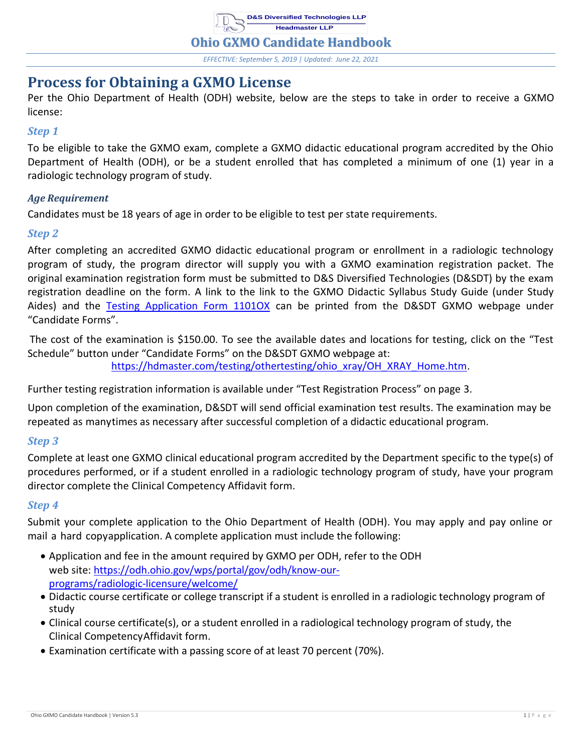# Process for Obtaining a GXMO License

Per the Ohio Department of Health (ODH) website, below are the steps to take in order to receive a GXMO license:

### *Step 1*

To be eligible to take the GXMO exam, complete a GXMO didactic educational program accredited by the Ohio Department of Health (ODH), or be a student enrolled that has completed a minimum of one (1) year in a radiologic technology program of study.

#### *Age Requirement*

Candidates must be 18 years of age in order to be eligible to test per state requirements.

### *Step 2*

After completing an accredited GXMO didactic educational program or enrollment in a radiologic technology program of study, the program director will supply you with a GXMO examination registration packet. The original examination registration form must be submitted to D&S Diversified Technologies (D&SDT) by the exam registration deadline on the form. A link to the link to the GXMO Didactic Syllabus Study Guide (under Study Aides) and the Testing Application Form 1101OX can be printed from the D&SDT GXMO webpage under "Candidate Forms".

The cost of the examination is $150.00. To see the available dates and locations for testing, click on the "Test Schedule" button under "Candidate Forms" on the D&SDT GXMO webpage at: https://hdmaster.com/testing/othertesting/ohio_xray/OH_XRAY_Home.htm.

Further testing registration information is available under "Test Registration Process" on page 3.

Upon completion of the examination, D&SDT will send official examination test results. The examination may be repeated as manytimes as necessary after successful completion of a didactic educational program.

### *Step 3*

Complete at least one GXMO clinical educational program accredited by the Department specific to the type(s) of procedures performed, or if a student enrolled in a radiologic technology program of study, have your program director complete the Clinical Competency Affidavit form.

### *Step 4*

Submit your complete application to the Ohio Department of Health (ODH). You may apply and pay online or mail a hard copyapplication. A complete application must include the following:

- Application and fee in the amount required by GXMO per ODH, refer to the ODH web site: https://odh.ohio.gov/wps/portal/gov/odh/know-our-programs/radiologic-licensure/welcome/
- Didactic course certificate or college transcript if a student is enrolled in a radiologic technology program of study
- Clinical course certificate(s), or a student enrolled in a radiological technology program of study, the Clinical CompetencyAffidavit form.
- Examination certificate with a passing score of at least 70 percent (70%).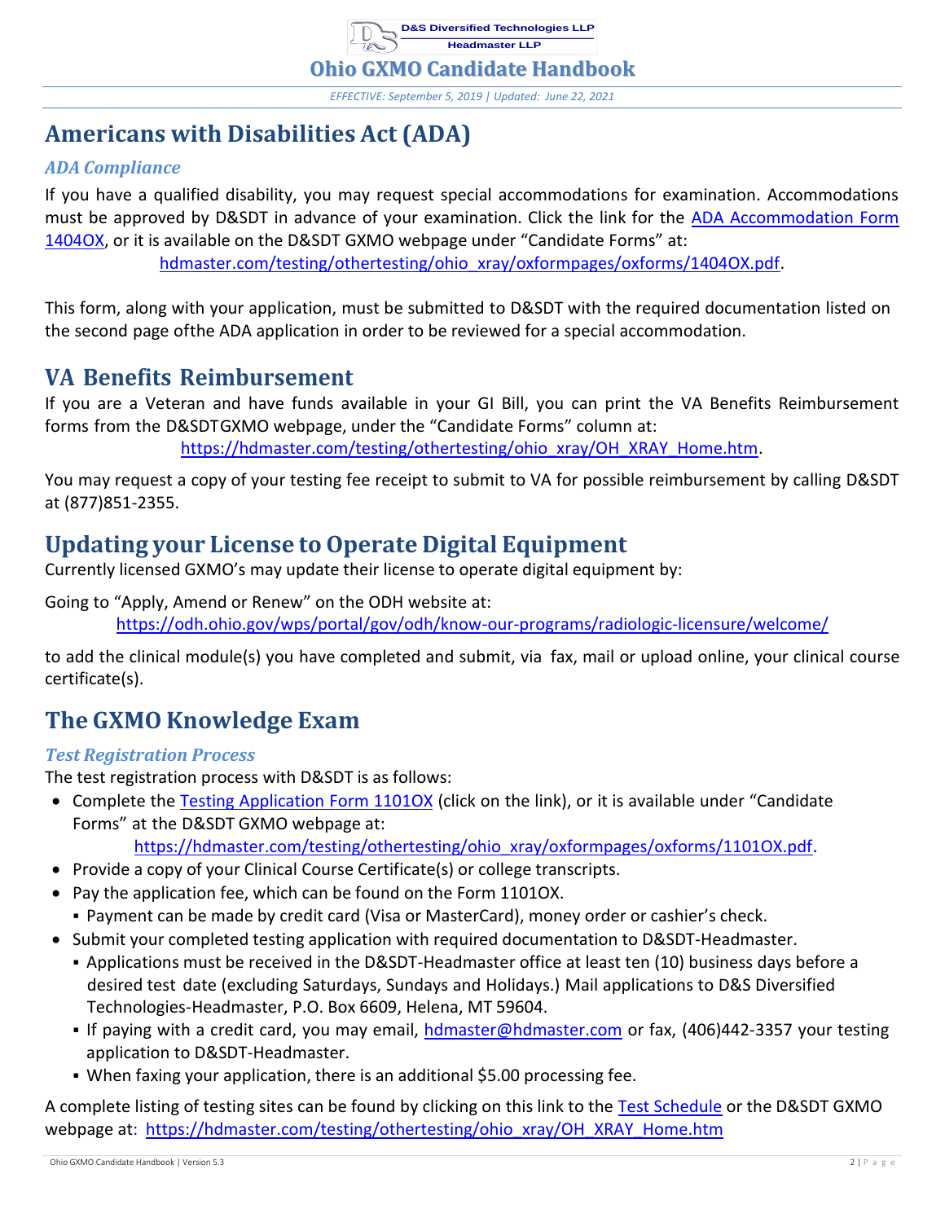# Americans with Disabilities Act (ADA)

### *ADA Compliance*

If you have a qualified disability, you may request special accommodations for examination. Accommodations must be approved by D&SDT in advance of your examination. Click the link for the [ADA Accommodation Form 1404OX](hdmaster.com/testing/othertesting/ohio_xray/oxformpages/oxforms/1404OX.pdf), or it is available on the D&SDT GXMO webpage under "Candidate Forms" at:

hdmaster.com/testing/othertesting/ohio_xray/oxformpages/oxforms/1404OX.pdf.

This form, along with your application, must be submitted to D&SDT with the required documentation listed on the second page ofthe ADA application in order to be reviewed for a special accommodation.

## VA Benefits Reimbursement

If you are a Veteran and have funds available in your GI Bill, you can print the VA Benefits Reimbursement forms from the D&SDTGXMO webpage, under the "Candidate Forms" column at:

https://hdmaster.com/testing/othertesting/ohio_xray/OH_XRAY_Home.htm.

You may request a copy of your testing fee receipt to submit to VA for possible reimbursement by calling D&SDT at (877)851-2355.

## Updating your License to Operate Digital Equipment

Currently licensed GXMO's may update their license to operate digital equipment by:

Going to "Apply, Amend or Renew" on the ODH website at:

https://odh.ohio.gov/wps/portal/gov/odh/know-our-programs/radiologic-licensure/welcome/

to add the clinical module(s) you have completed and submit, via fax, mail or upload online, your clinical course certificate(s).

## The GXMO Knowledge Exam

### *Test Registration Process*

The test registration process with D&SDT is as follows:

- Complete the [Testing Application Form 1101OX](https://hdmaster.com/testing/othertesting/ohio_xray/oxformpages/oxforms/1101OX.pdf) (click on the link), or it is available under "Candidate Forms" at the D&SDT GXMO webpage at:
  https://hdmaster.com/testing/othertesting/ohio_xray/oxformpages/oxforms/1101OX.pdf.
- Provide a copy of your Clinical Course Certificate(s) or college transcripts.
- Pay the application fee, which can be found on the Form 1101OX.
  - Payment can be made by credit card (Visa or MasterCard), money order or cashier's check.
- Submit your completed testing application with required documentation to D&SDT-Headmaster.
  - Applications must be received in the D&SDT-Headmaster office at least ten (10) business days before a desired test date (excluding Saturdays, Sundays and Holidays.) Mail applications to D&S Diversified Technologies-Headmaster, P.O. Box 6609, Helena, MT 59604.
  - If paying with a credit card, you may email, hdmaster@hdmaster.com or fax, (406)442-3357 your testing application to D&SDT-Headmaster.
  - When faxing your application, there is an additional $5.00 processing fee.

A complete listing of testing sites can be found by clicking on this link to the [Test Schedule](https://hdmaster.com/testing/othertesting/ohio_xray/OH_XRAY_Home.htm) or the D&SDT GXMO webpage at: https://hdmaster.com/testing/othertesting/ohio_xray/OH_XRAY_Home.htm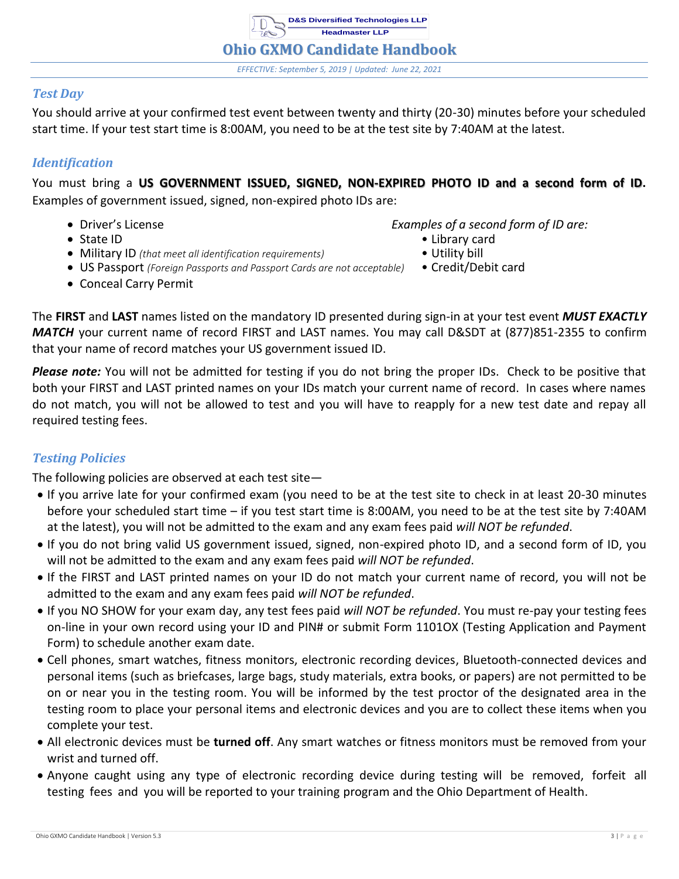### Test Day

You should arrive at your confirmed test event between twenty and thirty (20-30) minutes before your scheduled start time. If your test start time is 8:00AM, you need to be at the test site by 7:40AM at the latest.

### Identification

You must bring a **US GOVERNMENT ISSUED, SIGNED, NON-EXPIRED PHOTO ID and a second form of ID**. Examples of government issued, signed, non-expired photo IDs are:

- Driver's License
- State ID
- Military ID *(that meet all identification requirements)*
- US Passport *(Foreign Passports and Passport Cards are not acceptable)*
- Conceal Carry Permit

*Examples of a second form of ID are:*

- Library card
- Utility bill
- Credit/Debit card

The **FIRST** and **LAST** names listed on the mandatory ID presented during sign-in at your test event ***MUST EXACTLY MATCH*** your current name of record FIRST and LAST names. You may call D&SDT at (877)851-2355 to confirm that your name of record matches your US government issued ID.

***Please note:*** You will not be admitted for testing if you do not bring the proper IDs. Check to be positive that both your FIRST and LAST printed names on your IDs match your current name of record. In cases where names do not match, you will not be allowed to test and you will have to reapply for a new test date and repay all required testing fees.

### Testing Policies

The following policies are observed at each test site—

- If you arrive late for your confirmed exam (you need to be at the test site to check in at least 20-30 minutes before your scheduled start time – if you test start time is 8:00AM, you need to be at the test site by 7:40AM at the latest), you will not be admitted to the exam and any exam fees paid *will NOT be refunded*.
- If you do not bring valid US government issued, signed, non-expired photo ID, and a second form of ID, you will not be admitted to the exam and any exam fees paid *will NOT be refunded*.
- If the FIRST and LAST printed names on your ID do not match your current name of record, you will not be admitted to the exam and any exam fees paid *will NOT be refunded*.
- If you NO SHOW for your exam day, any test fees paid *will NOT be refunded*. You must re-pay your testing fees on-line in your own record using your ID and PIN# or submit Form 1101OX (Testing Application and Payment Form) to schedule another exam date.
- Cell phones, smart watches, fitness monitors, electronic recording devices, Bluetooth-connected devices and personal items (such as briefcases, large bags, study materials, extra books, or papers) are not permitted to be on or near you in the testing room. You will be informed by the test proctor of the designated area in the testing room to place your personal items and electronic devices and you are to collect these items when you complete your test.
- All electronic devices must be **turned off**. Any smart watches or fitness monitors must be removed from your wrist and turned off.
- Anyone caught using any type of electronic recording device during testing will be removed, forfeit all testing fees and you will be reported to your training program and the Ohio Department of Health.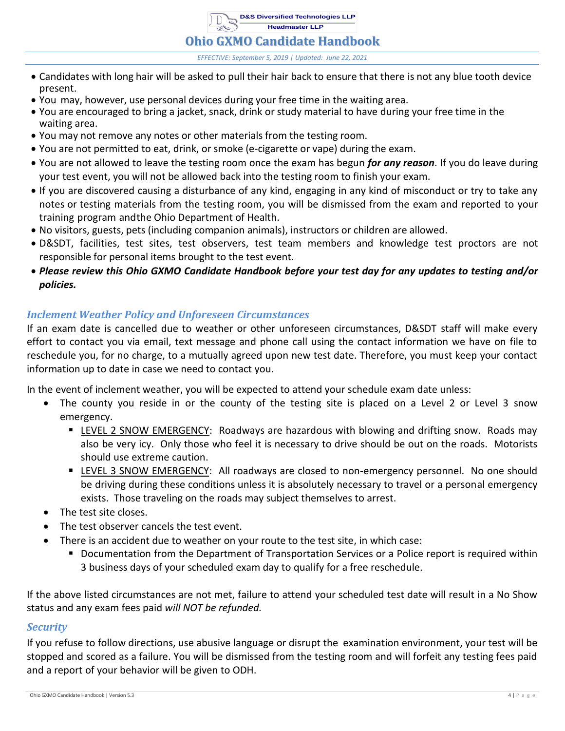- Candidates with long hair will be asked to pull their hair back to ensure that there is not any blue tooth device present.
- You may, however, use personal devices during your free time in the waiting area.
- You are encouraged to bring a jacket, snack, drink or study material to have during your free time in the waiting area.
- You may not remove any notes or other materials from the testing room.
- You are not permitted to eat, drink, or smoke (e-cigarette or vape) during the exam.
- You are not allowed to leave the testing room once the exam has begun ***for any reason***. If you do leave during your test event, you will not be allowed back into the testing room to finish your exam.
- If you are discovered causing a disturbance of any kind, engaging in any kind of misconduct or try to take any notes or testing materials from the testing room, you will be dismissed from the exam and reported to your training program andthe Ohio Department of Health.
- No visitors, guests, pets (including companion animals), instructors or children are allowed.
- D&SDT, facilities, test sites, test observers, test team members and knowledge test proctors are not responsible for personal items brought to the test event.
- ***Please review this Ohio GXMO Candidate Handbook before your test day for any updates to testing and/or policies.***

## *Inclement Weather Policy and Unforeseen Circumstances*

If an exam date is cancelled due to weather or other unforeseen circumstances, D&SDT staff will make every effort to contact you via email, text message and phone call using the contact information we have on file to reschedule you, for no charge, to a mutually agreed upon new test date. Therefore, you must keep your contact information up to date in case we need to contact you.

In the event of inclement weather, you will be expected to attend your schedule exam date unless:

- The county you reside in or the county of the testing site is placed on a Level 2 or Level 3 snow emergency.
  - LEVEL 2 SNOW EMERGENCY: Roadways are hazardous with blowing and drifting snow. Roads may also be very icy. Only those who feel it is necessary to drive should be out on the roads. Motorists should use extreme caution.
  - LEVEL 3 SNOW EMERGENCY: All roadways are closed to non-emergency personnel. No one should be driving during these conditions unless it is absolutely necessary to travel or a personal emergency exists. Those traveling on the roads may subject themselves to arrest.
- The test site closes.
- The test observer cancels the test event.
- There is an accident due to weather on your route to the test site, in which case:
  - Documentation from the Department of Transportation Services or a Police report is required within 3 business days of your scheduled exam day to qualify for a free reschedule.

If the above listed circumstances are not met, failure to attend your scheduled test date will result in a No Show status and any exam fees paid *will NOT be refunded.*

## *Security*

If you refuse to follow directions, use abusive language or disrupt the examination environment, your test will be stopped and scored as a failure. You will be dismissed from the testing room and will forfeit any testing fees paid and a report of your behavior will be given to ODH.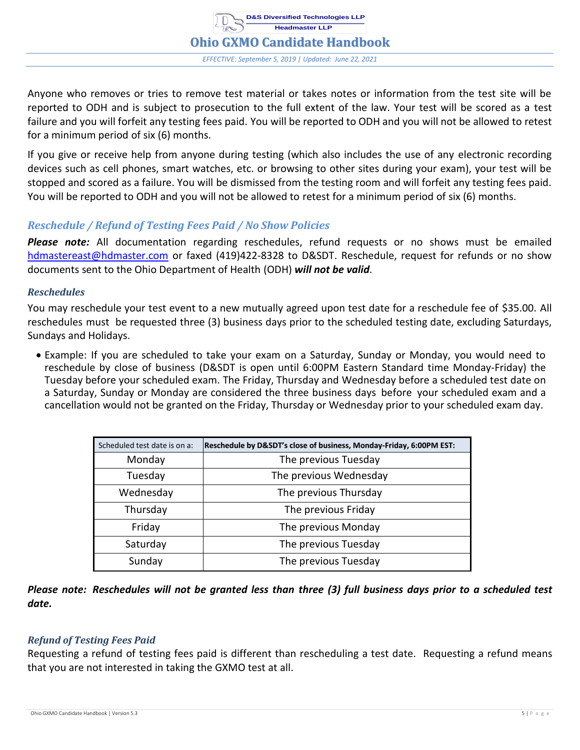Anyone who removes or tries to remove test material or takes notes or information from the test site will be reported to ODH and is subject to prosecution to the full extent of the law. Your test will be scored as a test failure and you will forfeit any testing fees paid. You will be reported to ODH and you will not be allowed to retest for a minimum period of six (6) months.

If you give or receive help from anyone during testing (which also includes the use of any electronic recording devices such as cell phones, smart watches, etc. or browsing to other sites during your exam), your test will be stopped and scored as a failure. You will be dismissed from the testing room and will forfeit any testing fees paid. You will be reported to ODH and you will not be allowed to retest for a minimum period of six (6) months.

## *Reschedule / Refund of Testing Fees Paid / No Show Policies*

***Please note:*** All documentation regarding reschedules, refund requests or no shows must be emailed hdmastereast@hdmaster.com or faxed (419)422-8328 to D&SDT. Reschedule, request for refunds or no show documents sent to the Ohio Department of Health (ODH) ***will not be valid***.

### *Reschedules*

You may reschedule your test event to a new mutually agreed upon test date for a reschedule fee of $35.00. All reschedules must be requested three (3) business days prior to the scheduled testing date, excluding Saturdays, Sundays and Holidays.

- Example: If you are scheduled to take your exam on a Saturday, Sunday or Monday, you would need to reschedule by close of business (D&SDT is open until 6:00PM Eastern Standard time Monday-Friday) the Tuesday before your scheduled exam. The Friday, Thursday and Wednesday before a scheduled test date on a Saturday, Sunday or Monday are considered the three business days before your scheduled exam and a cancellation would not be granted on the Friday, Thursday or Wednesday prior to your scheduled exam day.

| Scheduled test date is on a: | **Reschedule by D&SDT's close of business, Monday-Friday, 6:00PM EST:** |
|---|---|
| Monday | The previous Tuesday |
| Tuesday | The previous Wednesday |
| Wednesday | The previous Thursday |
| Thursday | The previous Friday |
| Friday | The previous Monday |
| Saturday | The previous Tuesday |
| Sunday | The previous Tuesday |

***Please note: Reschedules will not be granted less than three (3) full business days prior to a scheduled test date.***

### *Refund of Testing Fees Paid*

Requesting a refund of testing fees paid is different than rescheduling a test date. Requesting a refund means that you are not interested in taking the GXMO test at all.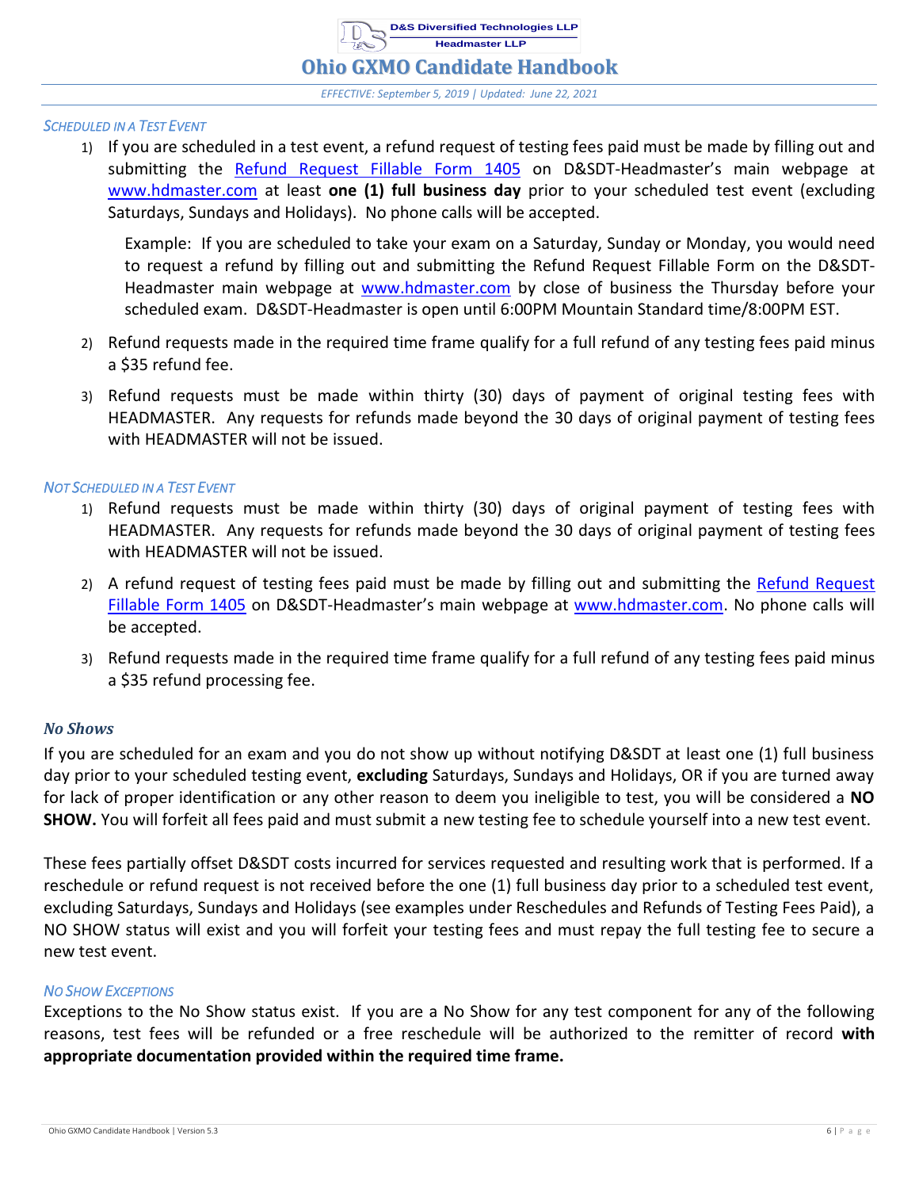### *Scheduled in a Test Event*

1) If you are scheduled in a test event, a refund request of testing fees paid must be made by filling out and submitting the [Refund Request Fillable Form 1405](#) on D&SDT-Headmaster's main webpage at [www.hdmaster.com](http://www.hdmaster.com) at least **one (1) full business day** prior to your scheduled test event (excluding Saturdays, Sundays and Holidays). No phone calls will be accepted.

   Example: If you are scheduled to take your exam on a Saturday, Sunday or Monday, you would need to request a refund by filling out and submitting the Refund Request Fillable Form on the D&SDT-Headmaster main webpage at [www.hdmaster.com](http://www.hdmaster.com) by close of business the Thursday before your scheduled exam. D&SDT-Headmaster is open until 6:00PM Mountain Standard time/8:00PM EST.

2) Refund requests made in the required time frame qualify for a full refund of any testing fees paid minus a $35 refund fee.

3) Refund requests must be made within thirty (30) days of payment of original testing fees with HEADMASTER. Any requests for refunds made beyond the 30 days of original payment of testing fees with HEADMASTER will not be issued.

### *Not Scheduled in a Test Event*

1) Refund requests must be made within thirty (30) days of original payment of testing fees with HEADMASTER. Any requests for refunds made beyond the 30 days of original payment of testing fees with HEADMASTER will not be issued.

2) A refund request of testing fees paid must be made by filling out and submitting the [Refund Request Fillable Form 1405](#) on D&SDT-Headmaster's main webpage at [www.hdmaster.com](http://www.hdmaster.com). No phone calls will be accepted.

3) Refund requests made in the required time frame qualify for a full refund of any testing fees paid minus a $35 refund processing fee.

## *No Shows*

If you are scheduled for an exam and you do not show up without notifying D&SDT at least one (1) full business day prior to your scheduled testing event, **excluding** Saturdays, Sundays and Holidays, OR if you are turned away for lack of proper identification or any other reason to deem you ineligible to test, you will be considered a **NO SHOW.** You will forfeit all fees paid and must submit a new testing fee to schedule yourself into a new test event.

These fees partially offset D&SDT costs incurred for services requested and resulting work that is performed. If a reschedule or refund request is not received before the one (1) full business day prior to a scheduled test event, excluding Saturdays, Sundays and Holidays (see examples under Reschedules and Refunds of Testing Fees Paid), a NO SHOW status will exist and you will forfeit your testing fees and must repay the full testing fee to secure a new test event.

### *No Show Exceptions*

Exceptions to the No Show status exist. If you are a No Show for any test component for any of the following reasons, test fees will be refunded or a free reschedule will be authorized to the remitter of record **with appropriate documentation provided within the required time frame.**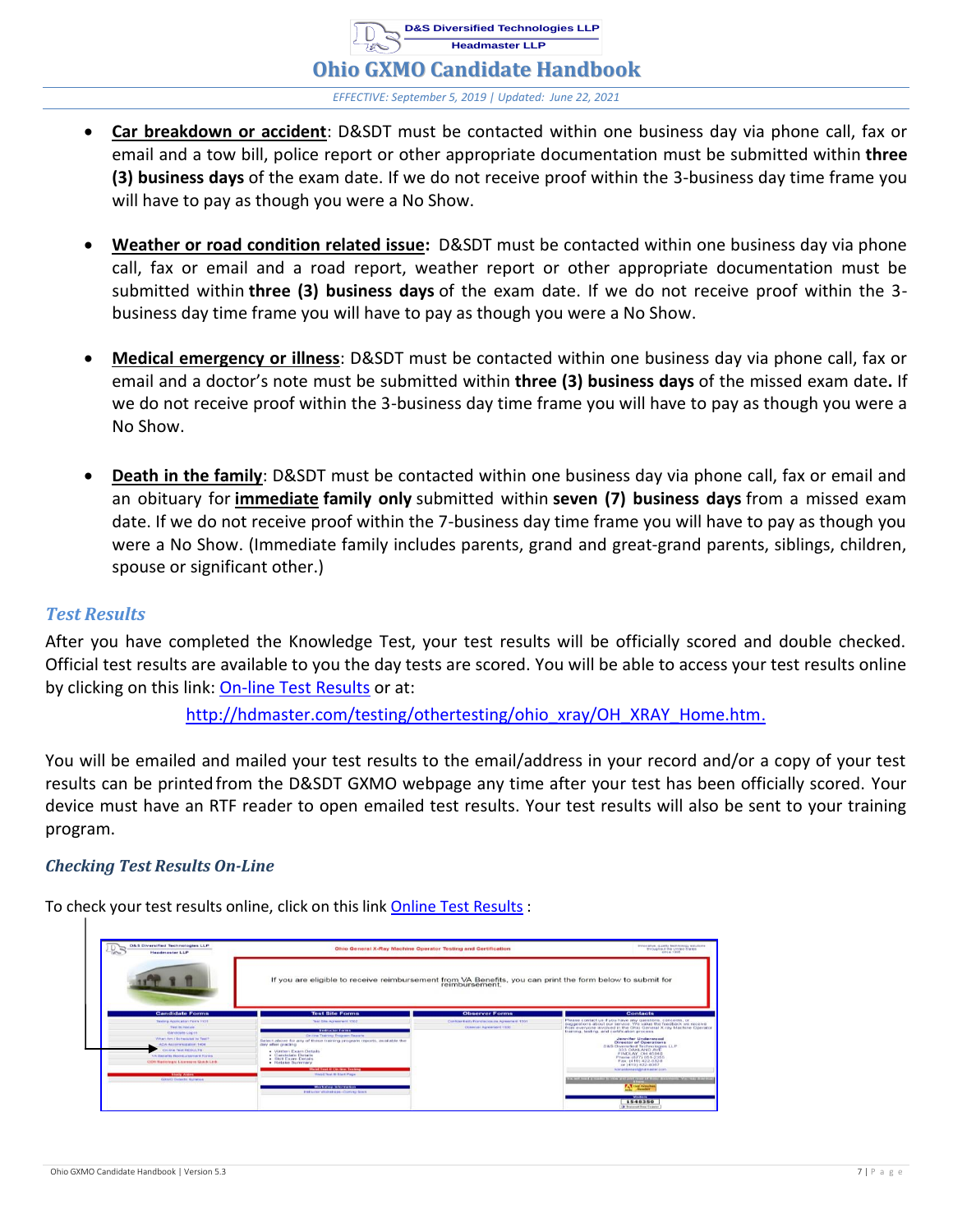- **Car breakdown or accident**: D&SDT must be contacted within one business day via phone call, fax or email and a tow bill, police report or other appropriate documentation must be submitted within **three (3) business days** of the exam date. If we do not receive proof within the 3-business day time frame you will have to pay as though you were a No Show.

- **Weather or road condition related issue:** D&SDT must be contacted within one business day via phone call, fax or email and a road report, weather report or other appropriate documentation must be submitted within **three (3) business days** of the exam date. If we do not receive proof within the 3-business day time frame you will have to pay as though you were a No Show.

- **Medical emergency or illness**: D&SDT must be contacted within one business day via phone call, fax or email and a doctor's note must be submitted within **three (3) business days** of the missed exam date**.** If we do not receive proof within the 3-business day time frame you will have to pay as though you were a No Show.

- **Death in the family**: D&SDT must be contacted within one business day via phone call, fax or email and an obituary for **immediate family only** submitted within **seven (7) business days** from a missed exam date. If we do not receive proof within the 7-business day time frame you will have to pay as though you were a No Show. (Immediate family includes parents, grand and great-grand parents, siblings, children, spouse or significant other.)

## *Test Results*

After you have completed the Knowledge Test, your test results will be officially scored and double checked. Official test results are available to you the day tests are scored. You will be able to access your test results online by clicking on this link: On-line Test Results or at:

http://hdmaster.com/testing/othertesting/ohio_xray/OH_XRAY_Home.htm.

You will be emailed and mailed your test results to the email/address in your record and/or a copy of your test results can be printed from the D&SDT GXMO webpage any time after your test has been officially scored. Your device must have an RTF reader to open emailed test results. Your test results will also be sent to your training program.

### *Checking Test Results On-Line*

To check your test results online, click on this link Online Test Results :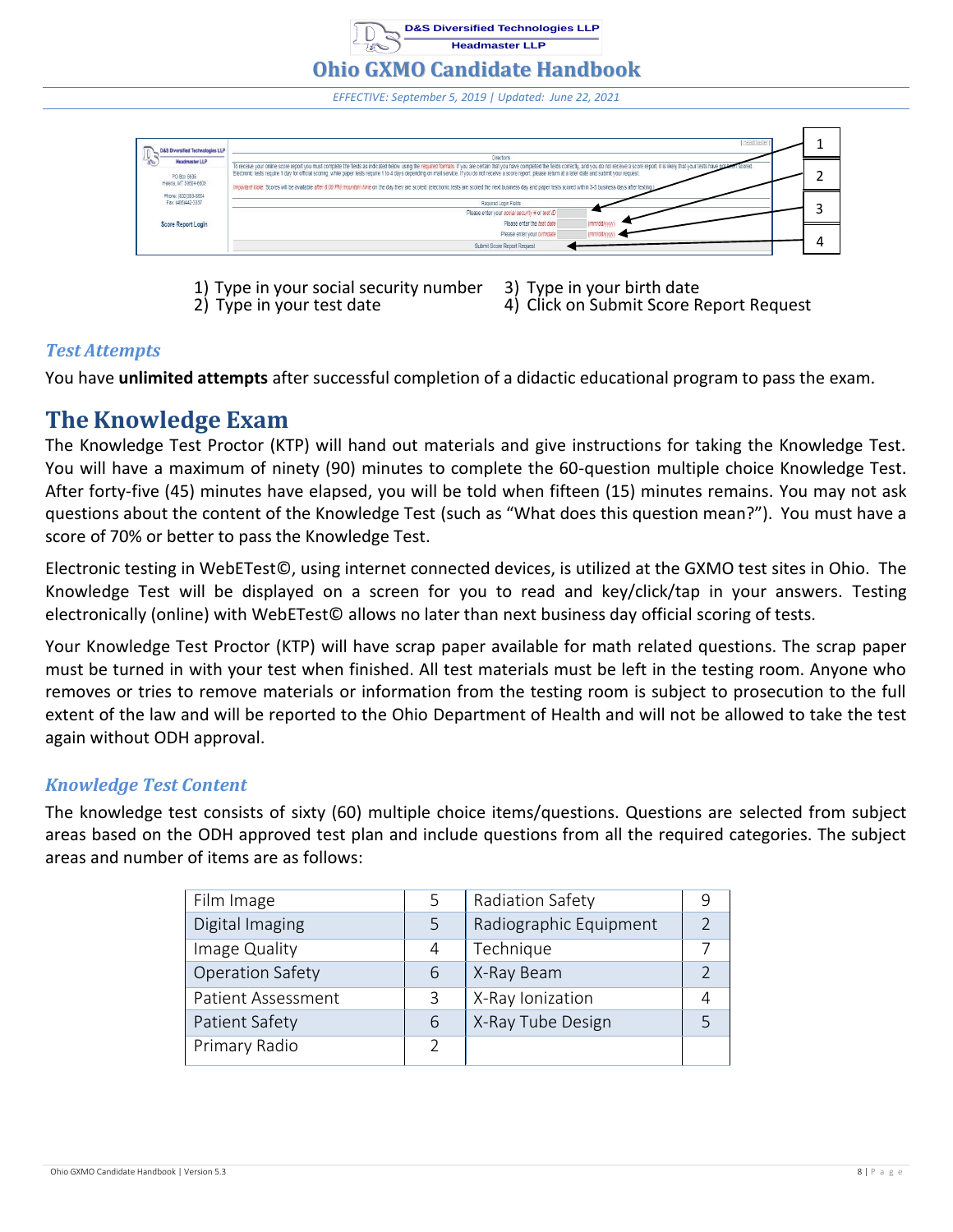1) Type in your social security number
2) Type in your test date
3) Type in your birth date
4) Click on Submit Score Report Request

### *Test Attempts*

You have **unlimited attempts** after successful completion of a didactic educational program to pass the exam.

## The Knowledge Exam

The Knowledge Test Proctor (KTP) will hand out materials and give instructions for taking the Knowledge Test. You will have a maximum of ninety (90) minutes to complete the 60-question multiple choice Knowledge Test. After forty-five (45) minutes have elapsed, you will be told when fifteen (15) minutes remains. You may not ask questions about the content of the Knowledge Test (such as "What does this question mean?"). You must have a score of 70% or better to pass the Knowledge Test.

Electronic testing in WebETest©, using internet connected devices, is utilized at the GXMO test sites in Ohio. The Knowledge Test will be displayed on a screen for you to read and key/click/tap in your answers. Testing electronically (online) with WebETest© allows no later than next business day official scoring of tests.

Your Knowledge Test Proctor (KTP) will have scrap paper available for math related questions. The scrap paper must be turned in with your test when finished. All test materials must be left in the testing room. Anyone who removes or tries to remove materials or information from the testing room is subject to prosecution to the full extent of the law and will be reported to the Ohio Department of Health and will not be allowed to take the test again without ODH approval.

### *Knowledge Test Content*

The knowledge test consists of sixty (60) multiple choice items/questions. Questions are selected from subject areas based on the ODH approved test plan and include questions from all the required categories. The subject areas and number of items are as follows:

| Subject Area | Items | Subject Area | Items |
|---|---|---|---|
| Film Image | 5 | Radiation Safety | 9 |
| Digital Imaging | 5 | Radiographic Equipment | 2 |
| Image Quality | 4 | Technique | 7 |
| Operation Safety | 6 | X-Ray Beam | 2 |
| Patient Assessment | 3 | X-Ray Ionization | 4 |
| Patient Safety | 6 | X-Ray Tube Design | 5 |
| Primary Radio | 2 | | |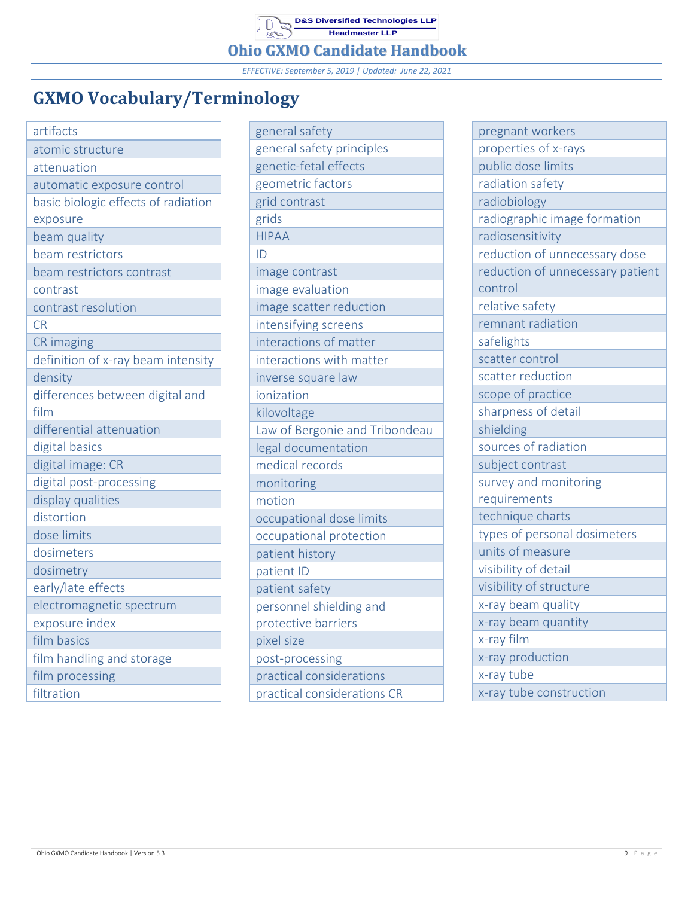## GXMO Vocabulary/Terminology

- artifacts
- atomic structure
- attenuation
- automatic exposure control
- basic biologic effects of radiation exposure
- beam quality
- beam restrictors
- beam restrictors contrast
- contrast
- contrast resolution
- CR
- CR imaging
- definition of x-ray beam intensity
- density
- differences between digital and film
- differential attenuation
- digital basics
- digital image: CR
- digital post-processing
- display qualities
- distortion
- dose limits
- dosimeters
- dosimetry
- early/late effects
- electromagnetic spectrum
- exposure index
- film basics
- film handling and storage
- film processing
- filtration
- general safety
- general safety principles
- genetic-fetal effects
- geometric factors
- grid contrast
- grids
- HIPAA
- ID
- image contrast
- image evaluation
- image scatter reduction
- intensifying screens
- interactions of matter
- interactions with matter
- inverse square law
- ionization
- kilovoltage
- Law of Bergonie and Tribondeau
- legal documentation
- medical records
- monitoring
- motion
- occupational dose limits
- occupational protection
- patient history
- patient ID
- patient safety
- personnel shielding and protective barriers
- pixel size
- post-processing
- practical considerations
- practical considerations CR
- pregnant workers
- properties of x-rays
- public dose limits
- radiation safety
- radiobiology
- radiographic image formation
- radiosensitivity
- reduction of unnecessary dose
- reduction of unnecessary patient control
- relative safety
- remnant radiation
- safelights
- scatter control
- scatter reduction
- scope of practice
- sharpness of detail
- shielding
- sources of radiation
- subject contrast
- survey and monitoring requirements
- technique charts
- types of personal dosimeters
- units of measure
- visibility of detail
- visibility of structure
- x-ray beam quality
- x-ray beam quantity
- x-ray film
- x-ray production
- x-ray tube
- x-ray tube construction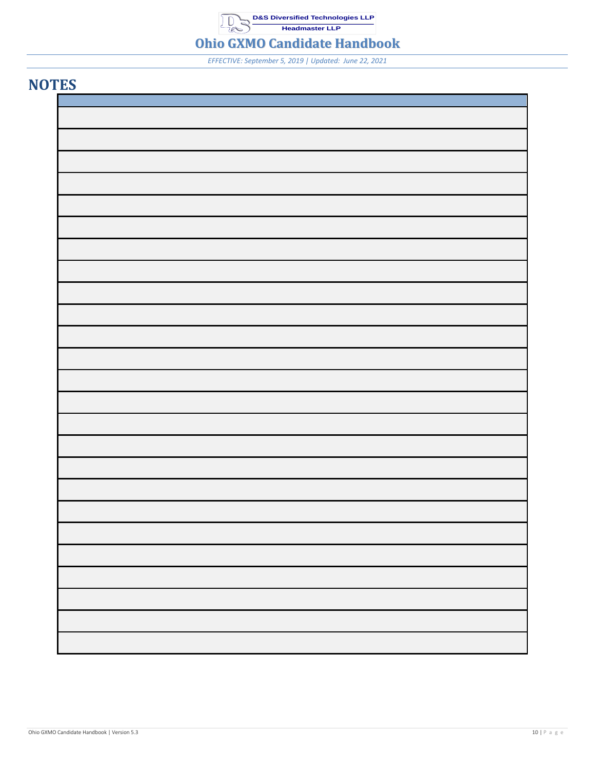## NOTES

| |
|---|
| |
| |
| |
| |
| |
| |
| |
| |
| |
| |
| |
| |
| |
| |
| |
| |
| |
| |
| |
| |
| |
| |
| |
| |
| |